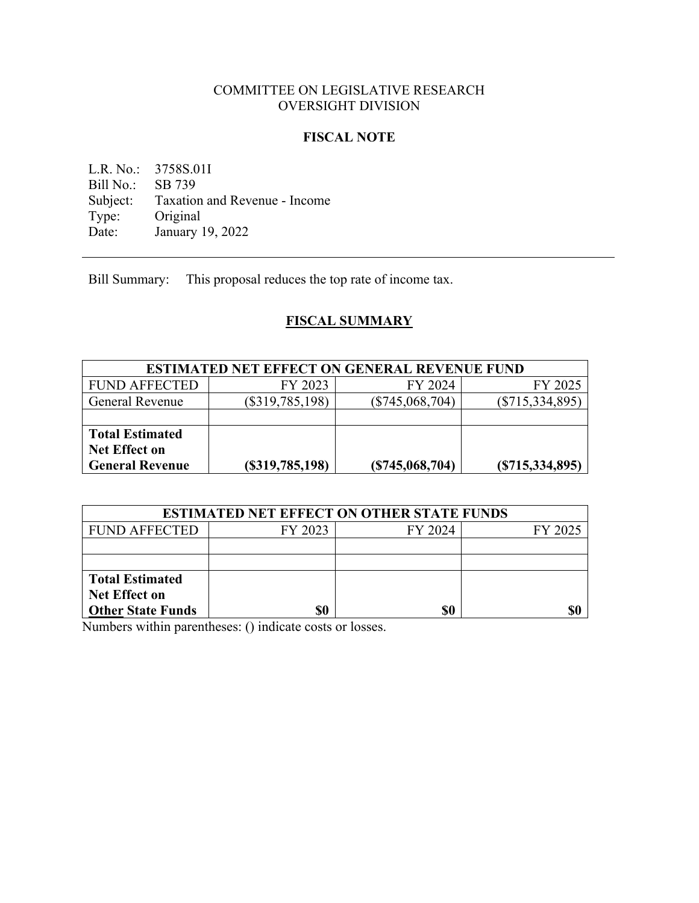COMMITTEE ON LEGISLATIVE RESEARCH
OVERSIGHT DIVISION

## FISCAL NOTE

L.R. No.: 3758S.01I
Bill No.: SB 739
Subject: Taxation and Revenue - Income
Type: Original
Date: January 19, 2022

---

Bill Summary: This proposal reduces the top rate of income tax.

## FISCAL SUMMARY

| ESTIMATED NET EFFECT ON GENERAL REVENUE FUND | | | |
|---|---|---|---|
| FUND AFFECTED | FY 2023 | FY 2024 | FY 2025 |
| General Revenue | ($319,785,198) | ($745,068,704) | ($715,334,895) |
| | | | |
| **Total Estimated Net Effect on General Revenue** | **($319,785,198)** | **($745,068,704)** | **($715,334,895)** |

| ESTIMATED NET EFFECT ON OTHER STATE FUNDS | | | |
|---|---|---|---|
| FUND AFFECTED | FY 2023 | FY 2024 | FY 2025 |
| | | | |
| | | | |
| **Total Estimated Net Effect on Other State Funds** | **$0** | **$0** | **$0** |

Numbers within parentheses: () indicate costs or losses.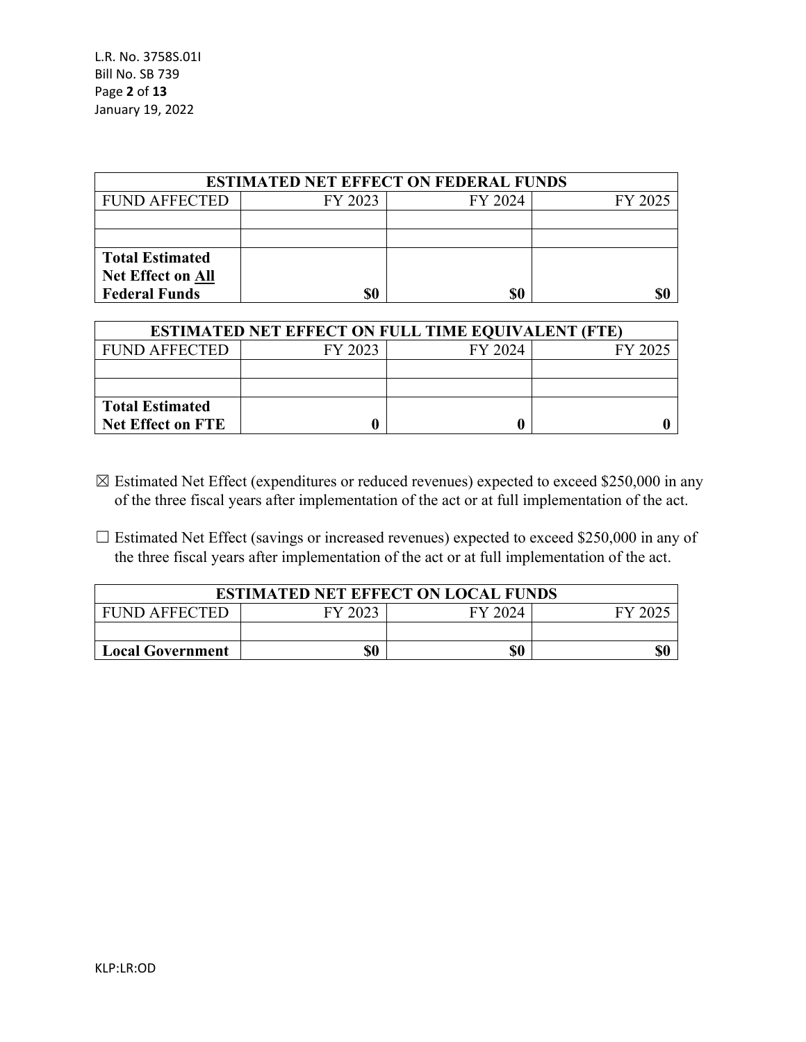| ESTIMATED NET EFFECT ON FEDERAL FUNDS | | | |
|---|---|---|---|
| FUND AFFECTED | FY 2023 | FY 2024 | FY 2025 |
| | | | |
| | | | |
| **Total Estimated Net Effect on All Federal Funds** | **$0** | **$0** | **$0** |

| ESTIMATED NET EFFECT ON FULL TIME EQUIVALENT (FTE) | | | |
|---|---|---|---|
| FUND AFFECTED | FY 2023 | FY 2024 | FY 2025 |
| | | | |
| | | | |
| **Total Estimated Net Effect on FTE** | **0** | **0** | **0** |

☒ Estimated Net Effect (expenditures or reduced revenues) expected to exceed $250,000 in any of the three fiscal years after implementation of the act or at full implementation of the act.

☐ Estimated Net Effect (savings or increased revenues) expected to exceed $250,000 in any of the three fiscal years after implementation of the act or at full implementation of the act.

| ESTIMATED NET EFFECT ON LOCAL FUNDS | | | |
|---|---|---|---|
| FUND AFFECTED | FY 2023 | FY 2024 | FY 2025 |
| | | | |
| **Local Government** | **$0** | **$0** | **$0** |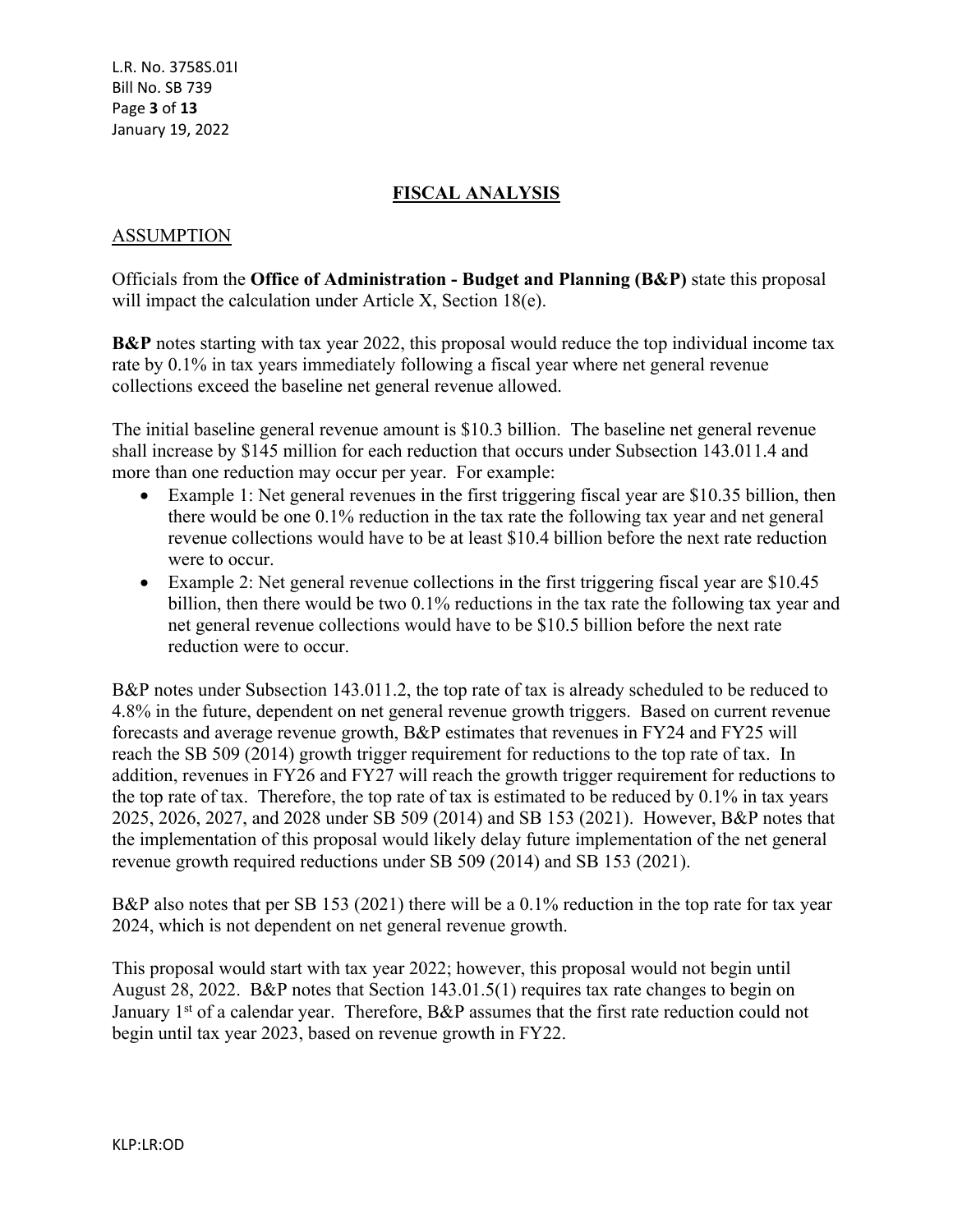## FISCAL ANALYSIS

### ASSUMPTION

Officials from the **Office of Administration - Budget and Planning (B&P)** state this proposal will impact the calculation under Article X, Section 18(e).

**B&P** notes starting with tax year 2022, this proposal would reduce the top individual income tax rate by 0.1% in tax years immediately following a fiscal year where net general revenue collections exceed the baseline net general revenue allowed.

The initial baseline general revenue amount is $10.3 billion. The baseline net general revenue shall increase by $145 million for each reduction that occurs under Subsection 143.011.4 and more than one reduction may occur per year. For example:

- Example 1: Net general revenues in the first triggering fiscal year are $10.35 billion, then there would be one 0.1% reduction in the tax rate the following tax year and net general revenue collections would have to be at least $10.4 billion before the next rate reduction were to occur.
- Example 2: Net general revenue collections in the first triggering fiscal year are $10.45 billion, then there would be two 0.1% reductions in the tax rate the following tax year and net general revenue collections would have to be $10.5 billion before the next rate reduction were to occur.

B&P notes under Subsection 143.011.2, the top rate of tax is already scheduled to be reduced to 4.8% in the future, dependent on net general revenue growth triggers. Based on current revenue forecasts and average revenue growth, B&P estimates that revenues in FY24 and FY25 will reach the SB 509 (2014) growth trigger requirement for reductions to the top rate of tax. In addition, revenues in FY26 and FY27 will reach the growth trigger requirement for reductions to the top rate of tax. Therefore, the top rate of tax is estimated to be reduced by 0.1% in tax years 2025, 2026, 2027, and 2028 under SB 509 (2014) and SB 153 (2021). However, B&P notes that the implementation of this proposal would likely delay future implementation of the net general revenue growth required reductions under SB 509 (2014) and SB 153 (2021).

B&P also notes that per SB 153 (2021) there will be a 0.1% reduction in the top rate for tax year 2024, which is not dependent on net general revenue growth.

This proposal would start with tax year 2022; however, this proposal would not begin until August 28, 2022. B&P notes that Section 143.01.5(1) requires tax rate changes to begin on January 1st of a calendar year. Therefore, B&P assumes that the first rate reduction could not begin until tax year 2023, based on revenue growth in FY22.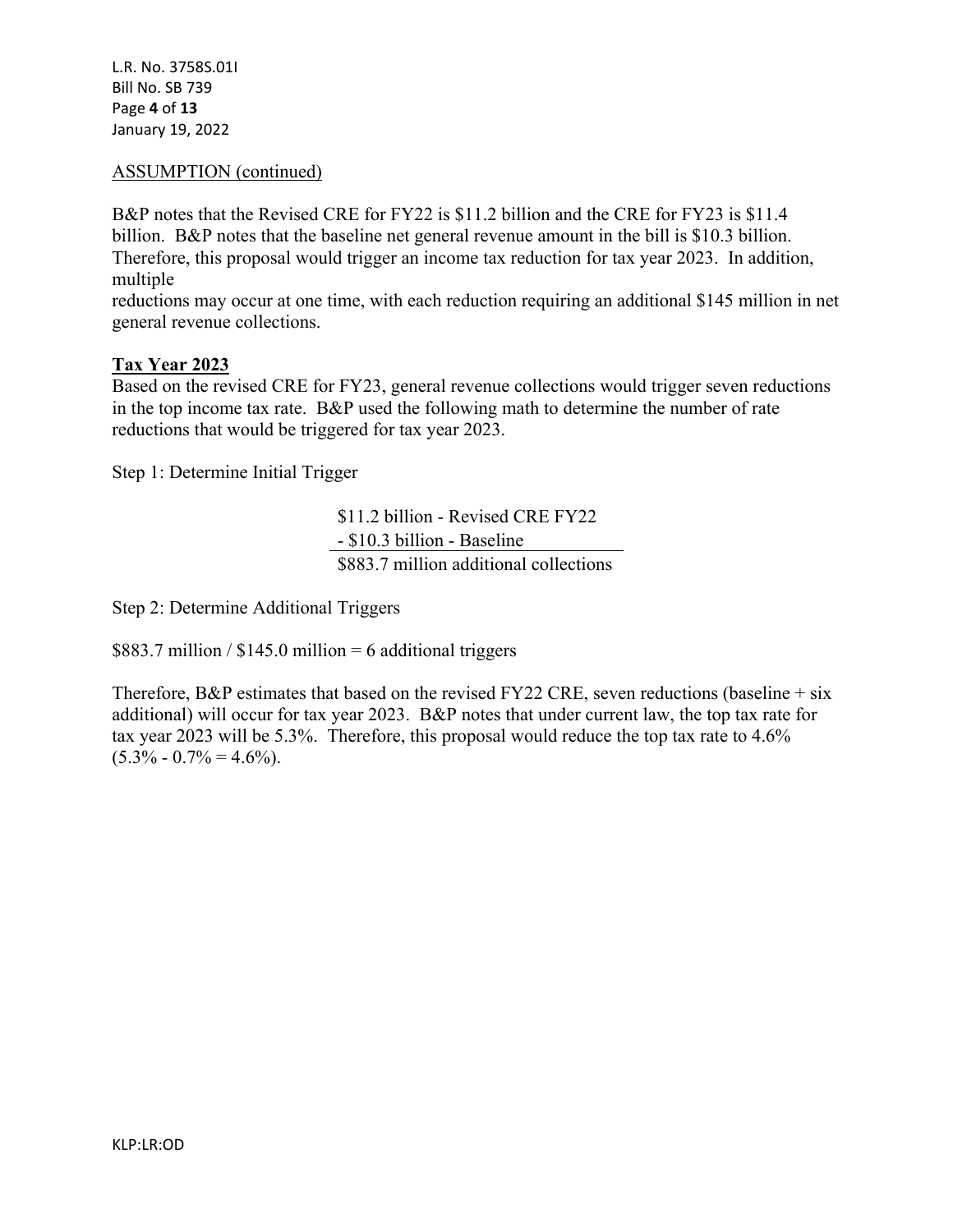ASSUMPTION (continued)

B&P notes that the Revised CRE for FY22 is \$11.2 billion and the CRE for FY23 is \$11.4 billion. B&P notes that the baseline net general revenue amount in the bill is \$10.3 billion. Therefore, this proposal would trigger an income tax reduction for tax year 2023. In addition, multiple reductions may occur at one time, with each reduction requiring an additional \$145 million in net general revenue collections.

**Tax Year 2023**

Based on the revised CRE for FY23, general revenue collections would trigger seven reductions in the top income tax rate. B&P used the following math to determine the number of rate reductions that would be triggered for tax year 2023.

Step 1: Determine Initial Trigger

| |
|---|
| \$11.2 billion - Revised CRE FY22 |
| - \$10.3 billion - Baseline |
| \$883.7 million additional collections |

Step 2: Determine Additional Triggers

\$883.7 million / \$145.0 million = 6 additional triggers

Therefore, B&P estimates that based on the revised FY22 CRE, seven reductions (baseline + six additional) will occur for tax year 2023. B&P notes that under current law, the top tax rate for tax year 2023 will be 5.3%. Therefore, this proposal would reduce the top tax rate to 4.6% (5.3% - 0.7% = 4.6%).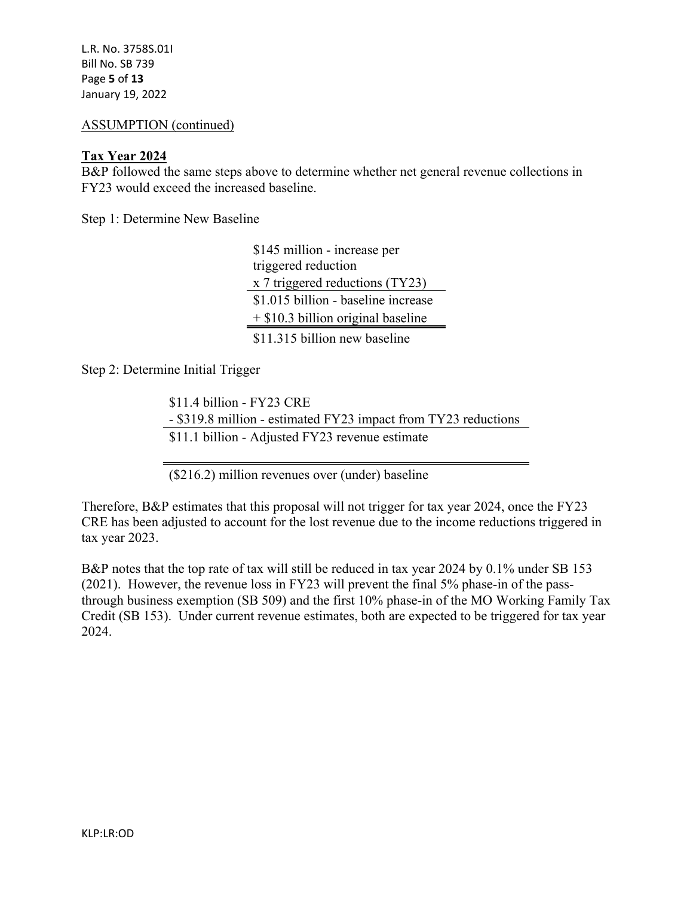ASSUMPTION (continued)

**Tax Year 2024**

B&P followed the same steps above to determine whether net general revenue collections in FY23 would exceed the increased baseline.

Step 1: Determine New Baseline

| |
|---|
| $145 million - increase per triggered reduction |
| x 7 triggered reductions (TY23) |
| $1.015 billion - baseline increase |
| + $10.3 billion original baseline |
| $11.315 billion new baseline |

Step 2: Determine Initial Trigger

| |
|---|
| $11.4 billion - FY23 CRE |
| - $319.8 million - estimated FY23 impact from TY23 reductions |
| $11.1 billion - Adjusted FY23 revenue estimate |
| ($216.2) million revenues over (under) baseline |

Therefore, B&P estimates that this proposal will not trigger for tax year 2024, once the FY23 CRE has been adjusted to account for the lost revenue due to the income reductions triggered in tax year 2023.

B&P notes that the top rate of tax will still be reduced in tax year 2024 by 0.1% under SB 153 (2021). However, the revenue loss in FY23 will prevent the final 5% phase-in of the pass-through business exemption (SB 509) and the first 10% phase-in of the MO Working Family Tax Credit (SB 153). Under current revenue estimates, both are expected to be triggered for tax year 2024.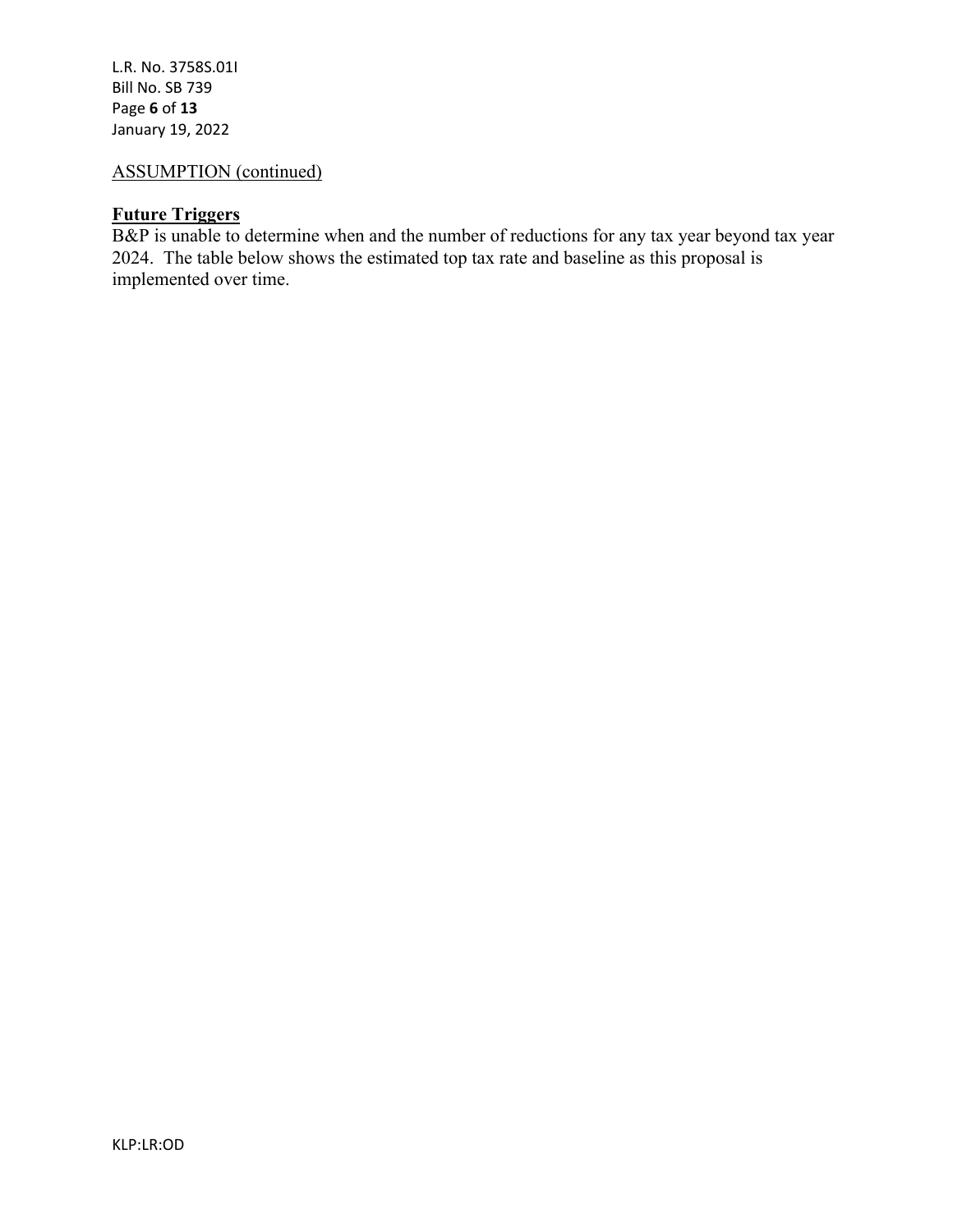ASSUMPTION (continued)

**Future Triggers**

B&P is unable to determine when and the number of reductions for any tax year beyond tax year 2024. The table below shows the estimated top tax rate and baseline as this proposal is implemented over time.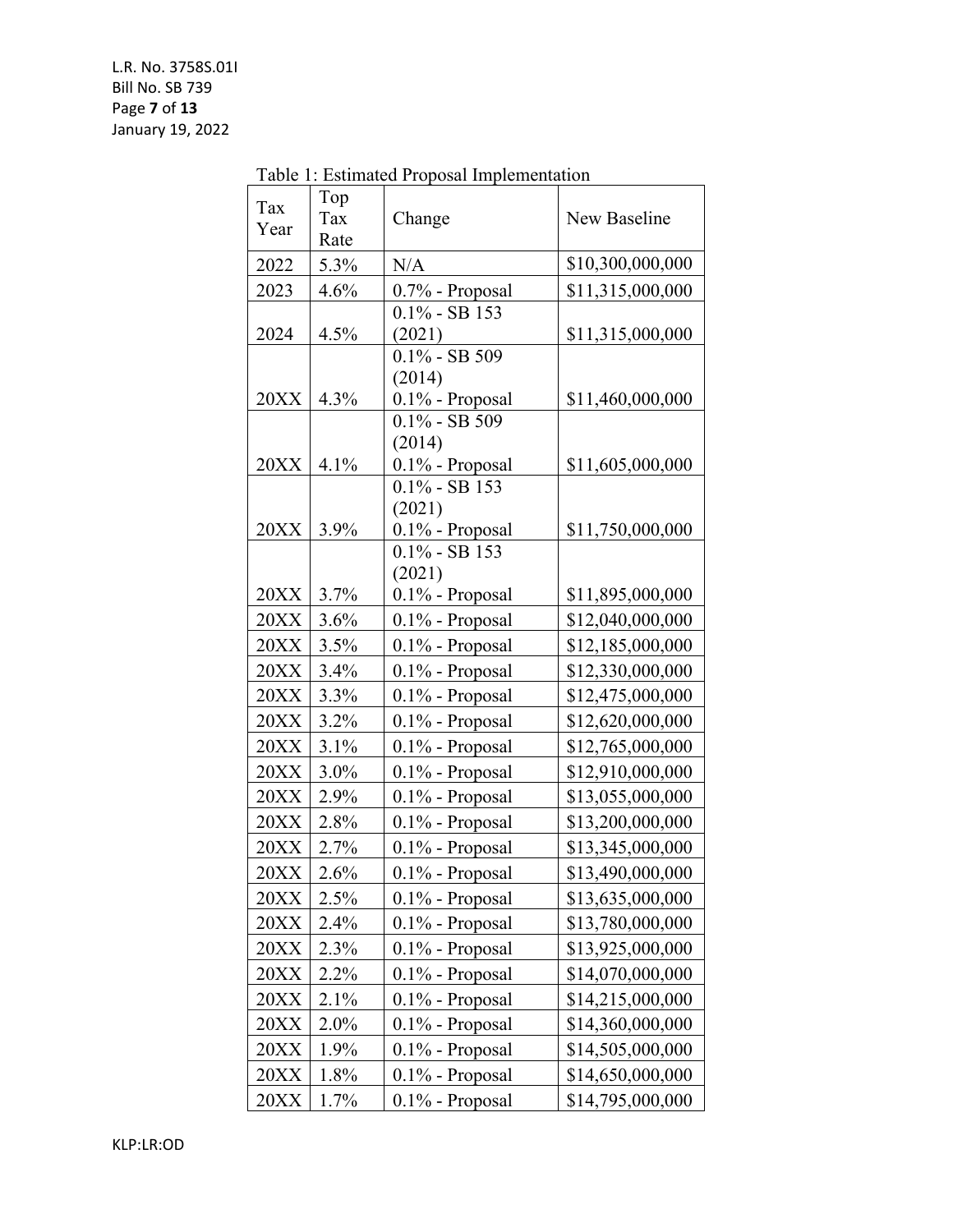Table 1: Estimated Proposal Implementation

| Tax Year | Top Tax Rate | Change | New Baseline |
|---|---|---|---|
| 2022 | 5.3% | N/A | $10,300,000,000 |
| 2023 | 4.6% | 0.7% - Proposal | $11,315,000,000 |
| 2024 | 4.5% | 0.1% - SB 153 (2021) | $11,315,000,000 |
| 20XX | 4.3% | 0.1% - SB 509 (2014) 0.1% - Proposal | $11,460,000,000 |
| 20XX | 4.1% | 0.1% - SB 509 (2014) 0.1% - Proposal | $11,605,000,000 |
| 20XX | 3.9% | 0.1% - SB 153 (2021) 0.1% - Proposal | $11,750,000,000 |
| 20XX | 3.7% | 0.1% - SB 153 (2021) 0.1% - Proposal | $11,895,000,000 |
| 20XX | 3.6% | 0.1% - Proposal | $12,040,000,000 |
| 20XX | 3.5% | 0.1% - Proposal | $12,185,000,000 |
| 20XX | 3.4% | 0.1% - Proposal | $12,330,000,000 |
| 20XX | 3.3% | 0.1% - Proposal | $12,475,000,000 |
| 20XX | 3.2% | 0.1% - Proposal | $12,620,000,000 |
| 20XX | 3.1% | 0.1% - Proposal | $12,765,000,000 |
| 20XX | 3.0% | 0.1% - Proposal | $12,910,000,000 |
| 20XX | 2.9% | 0.1% - Proposal | $13,055,000,000 |
| 20XX | 2.8% | 0.1% - Proposal | $13,200,000,000 |
| 20XX | 2.7% | 0.1% - Proposal | $13,345,000,000 |
| 20XX | 2.6% | 0.1% - Proposal | $13,490,000,000 |
| 20XX | 2.5% | 0.1% - Proposal | $13,635,000,000 |
| 20XX | 2.4% | 0.1% - Proposal | $13,780,000,000 |
| 20XX | 2.3% | 0.1% - Proposal | $13,925,000,000 |
| 20XX | 2.2% | 0.1% - Proposal | $14,070,000,000 |
| 20XX | 2.1% | 0.1% - Proposal | $14,215,000,000 |
| 20XX | 2.0% | 0.1% - Proposal | $14,360,000,000 |
| 20XX | 1.9% | 0.1% - Proposal | $14,505,000,000 |
| 20XX | 1.8% | 0.1% - Proposal | $14,650,000,000 |
| 20XX | 1.7% | 0.1% - Proposal | $14,795,000,000 |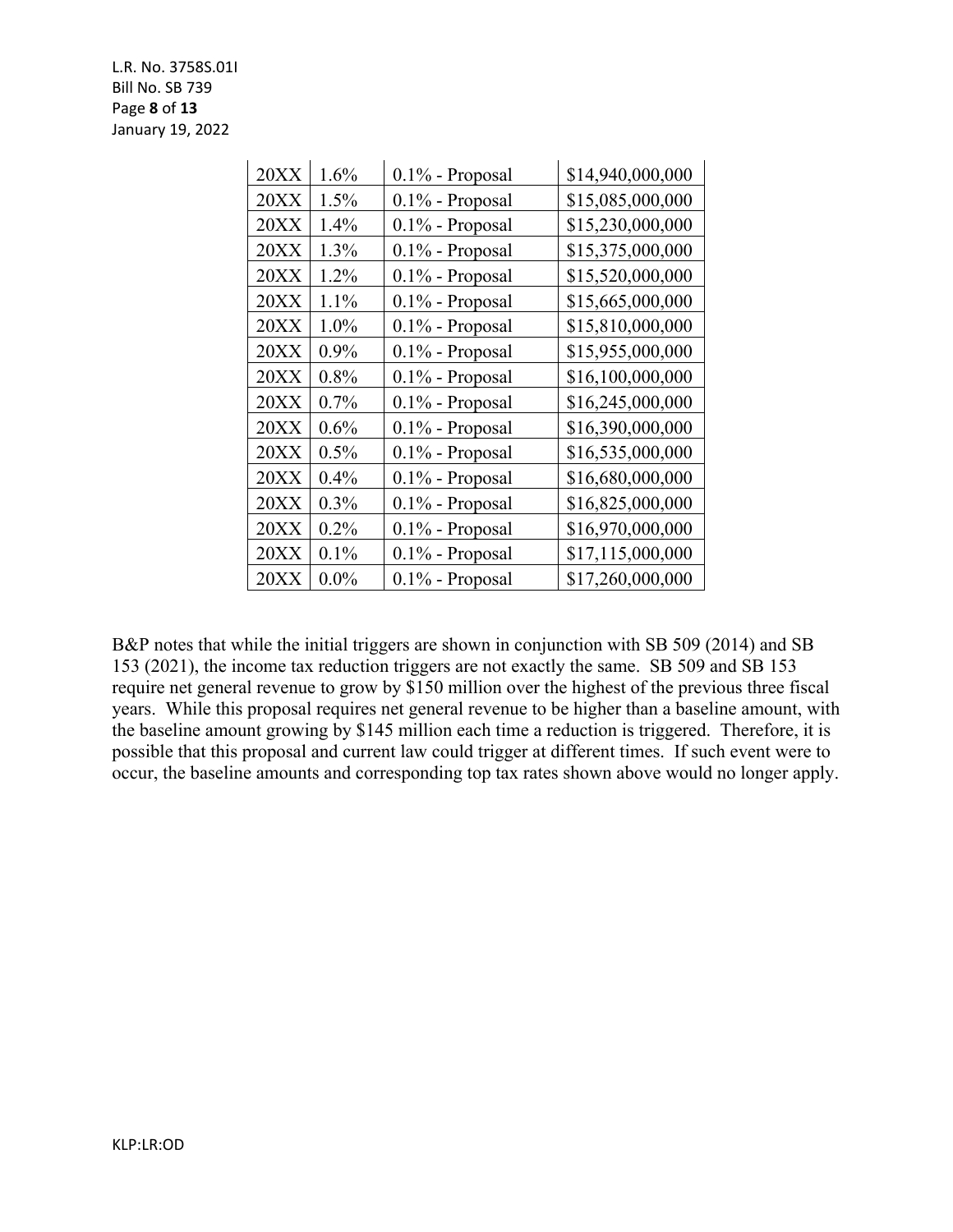| 20XX | 1.6% | 0.1% - Proposal | $14,940,000,000 |
|---|---|---|---|
| 20XX | 1.5% | 0.1% - Proposal | $15,085,000,000 |
| 20XX | 1.4% | 0.1% - Proposal | $15,230,000,000 |
| 20XX | 1.3% | 0.1% - Proposal | $15,375,000,000 |
| 20XX | 1.2% | 0.1% - Proposal | $15,520,000,000 |
| 20XX | 1.1% | 0.1% - Proposal | $15,665,000,000 |
| 20XX | 1.0% | 0.1% - Proposal | $15,810,000,000 |
| 20XX | 0.9% | 0.1% - Proposal | $15,955,000,000 |
| 20XX | 0.8% | 0.1% - Proposal | $16,100,000,000 |
| 20XX | 0.7% | 0.1% - Proposal | $16,245,000,000 |
| 20XX | 0.6% | 0.1% - Proposal | $16,390,000,000 |
| 20XX | 0.5% | 0.1% - Proposal | $16,535,000,000 |
| 20XX | 0.4% | 0.1% - Proposal | $16,680,000,000 |
| 20XX | 0.3% | 0.1% - Proposal | $16,825,000,000 |
| 20XX | 0.2% | 0.1% - Proposal | $16,970,000,000 |
| 20XX | 0.1% | 0.1% - Proposal | $17,115,000,000 |
| 20XX | 0.0% | 0.1% - Proposal | $17,260,000,000 |

B&P notes that while the initial triggers are shown in conjunction with SB 509 (2014) and SB 153 (2021), the income tax reduction triggers are not exactly the same. SB 509 and SB 153 require net general revenue to grow by $150 million over the highest of the previous three fiscal years. While this proposal requires net general revenue to be higher than a baseline amount, with the baseline amount growing by $145 million each time a reduction is triggered. Therefore, it is possible that this proposal and current law could trigger at different times. If such event were to occur, the baseline amounts and corresponding top tax rates shown above would no longer apply.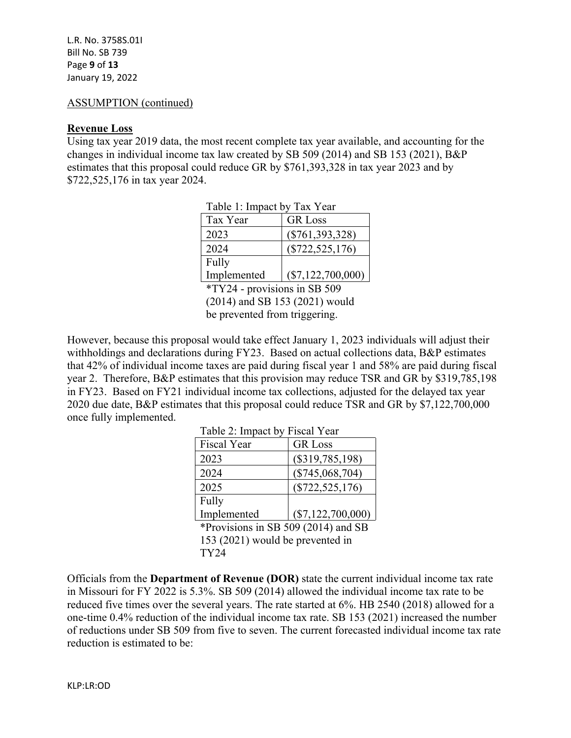ASSUMPTION (continued)

**Revenue Loss**

Using tax year 2019 data, the most recent complete tax year available, and accounting for the changes in individual income tax law created by SB 509 (2014) and SB 153 (2021), B&P estimates that this proposal could reduce GR by $761,393,328 in tax year 2023 and by $722,525,176 in tax year 2024.

Table 1: Impact by Tax Year

| Tax Year | GR Loss |
| --- | --- |
| 2023 | ($761,393,328) |
| 2024 | ($722,525,176) |
| Fully Implemented | ($7,122,700,000) |

*TY24 - provisions in SB 509 (2014) and SB 153 (2021) would be prevented from triggering.

However, because this proposal would take effect January 1, 2023 individuals will adjust their withholdings and declarations during FY23. Based on actual collections data, B&P estimates that 42% of individual income taxes are paid during fiscal year 1 and 58% are paid during fiscal year 2. Therefore, B&P estimates that this provision may reduce TSR and GR by $319,785,198 in FY23. Based on FY21 individual income tax collections, adjusted for the delayed tax year 2020 due date, B&P estimates that this proposal could reduce TSR and GR by $7,122,700,000 once fully implemented.

Table 2: Impact by Fiscal Year

| Fiscal Year | GR Loss |
| --- | --- |
| 2023 | ($319,785,198) |
| 2024 | ($745,068,704) |
| 2025 | ($722,525,176) |
| Fully Implemented | ($7,122,700,000) |

*Provisions in SB 509 (2014) and SB 153 (2021) would be prevented in TY24

Officials from the **Department of Revenue (DOR)** state the current individual income tax rate in Missouri for FY 2022 is 5.3%. SB 509 (2014) allowed the individual income tax rate to be reduced five times over the several years. The rate started at 6%. HB 2540 (2018) allowed for a one-time 0.4% reduction of the individual income tax rate. SB 153 (2021) increased the number of reductions under SB 509 from five to seven. The current forecasted individual income tax rate reduction is estimated to be:

KLP:LR:OD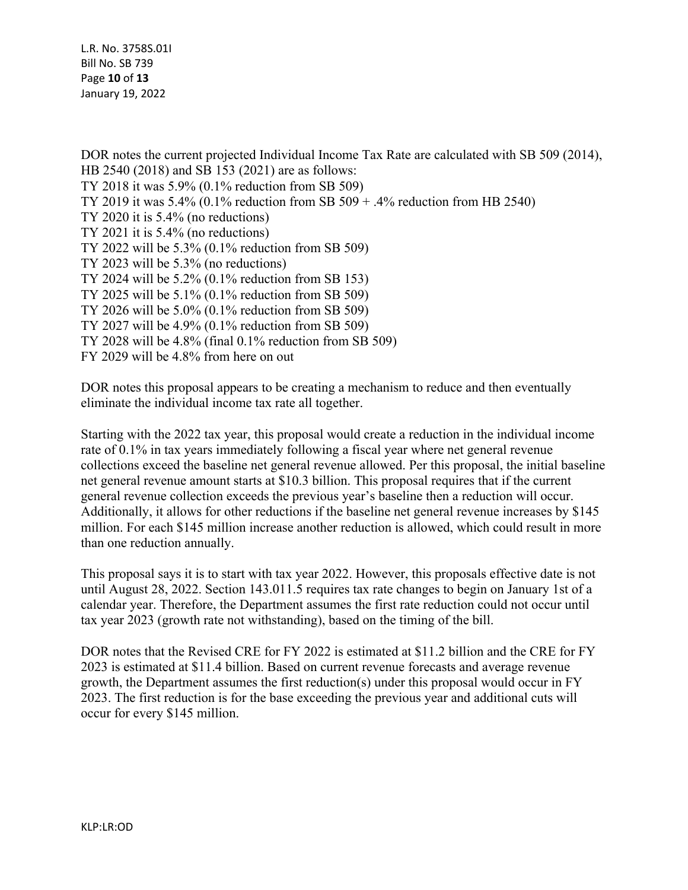DOR notes the current projected Individual Income Tax Rate are calculated with SB 509 (2014), HB 2540 (2018) and SB 153 (2021) are as follows:

TY 2018 it was 5.9% (0.1% reduction from SB 509)
TY 2019 it was 5.4% (0.1% reduction from SB 509 + .4% reduction from HB 2540)
TY 2020 it is 5.4% (no reductions)
TY 2021 it is 5.4% (no reductions)
TY 2022 will be 5.3% (0.1% reduction from SB 509)
TY 2023 will be 5.3% (no reductions)
TY 2024 will be 5.2% (0.1% reduction from SB 153)
TY 2025 will be 5.1% (0.1% reduction from SB 509)
TY 2026 will be 5.0% (0.1% reduction from SB 509)
TY 2027 will be 4.9% (0.1% reduction from SB 509)
TY 2028 will be 4.8% (final 0.1% reduction from SB 509)
FY 2029 will be 4.8% from here on out

DOR notes this proposal appears to be creating a mechanism to reduce and then eventually eliminate the individual income tax rate all together.

Starting with the 2022 tax year, this proposal would create a reduction in the individual income rate of 0.1% in tax years immediately following a fiscal year where net general revenue collections exceed the baseline net general revenue allowed. Per this proposal, the initial baseline net general revenue amount starts at $10.3 billion. This proposal requires that if the current general revenue collection exceeds the previous year's baseline then a reduction will occur. Additionally, it allows for other reductions if the baseline net general revenue increases by $145 million. For each $145 million increase another reduction is allowed, which could result in more than one reduction annually.

This proposal says it is to start with tax year 2022. However, this proposals effective date is not until August 28, 2022. Section 143.011.5 requires tax rate changes to begin on January 1st of a calendar year. Therefore, the Department assumes the first rate reduction could not occur until tax year 2023 (growth rate not withstanding), based on the timing of the bill.

DOR notes that the Revised CRE for FY 2022 is estimated at $11.2 billion and the CRE for FY 2023 is estimated at $11.4 billion. Based on current revenue forecasts and average revenue growth, the Department assumes the first reduction(s) under this proposal would occur in FY 2023. The first reduction is for the base exceeding the previous year and additional cuts will occur for every $145 million.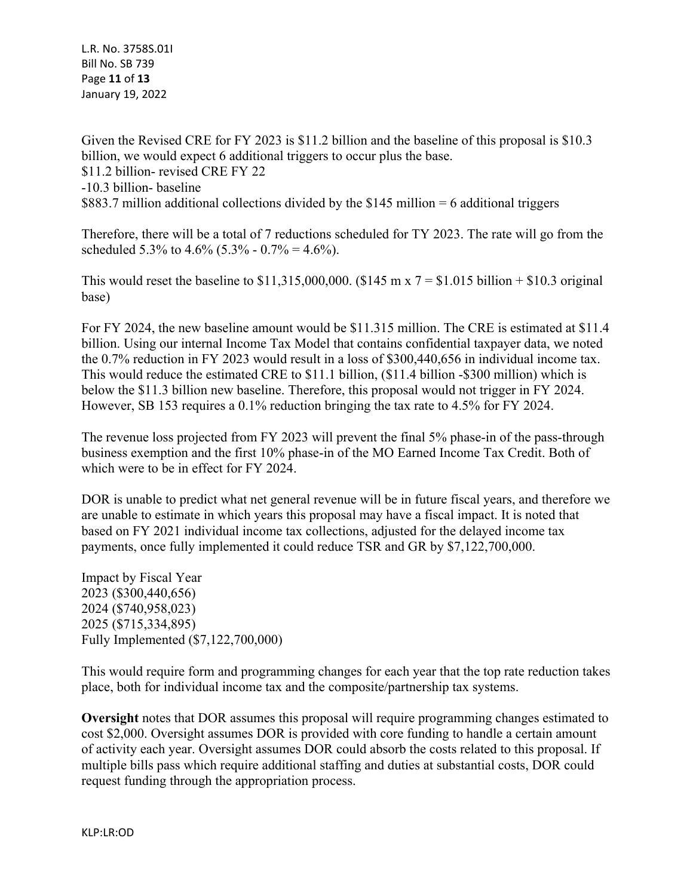Given the Revised CRE for FY 2023 is $11.2 billion and the baseline of this proposal is $10.3 billion, we would expect 6 additional triggers to occur plus the base.
$11.2 billion- revised CRE FY 22
-10.3 billion- baseline
$883.7 million additional collections divided by the $145 million = 6 additional triggers

Therefore, there will be a total of 7 reductions scheduled for TY 2023. The rate will go from the scheduled 5.3% to 4.6% (5.3% - 0.7% = 4.6%).

This would reset the baseline to $11,315,000,000. ($145 m x 7 = $1.015 billion + $10.3 original base)

For FY 2024, the new baseline amount would be $11.315 million. The CRE is estimated at $11.4 billion. Using our internal Income Tax Model that contains confidential taxpayer data, we noted the 0.7% reduction in FY 2023 would result in a loss of $300,440,656 in individual income tax. This would reduce the estimated CRE to $11.1 billion, ($11.4 billion -$300 million) which is below the $11.3 billion new baseline. Therefore, this proposal would not trigger in FY 2024. However, SB 153 requires a 0.1% reduction bringing the tax rate to 4.5% for FY 2024.

The revenue loss projected from FY 2023 will prevent the final 5% phase-in of the pass-through business exemption and the first 10% phase-in of the MO Earned Income Tax Credit. Both of which were to be in effect for FY 2024.

DOR is unable to predict what net general revenue will be in future fiscal years, and therefore we are unable to estimate in which years this proposal may have a fiscal impact. It is noted that based on FY 2021 individual income tax collections, adjusted for the delayed income tax payments, once fully implemented it could reduce TSR and GR by $7,122,700,000.

Impact by Fiscal Year
2023 ($300,440,656)
2024 ($740,958,023)
2025 ($715,334,895)
Fully Implemented ($7,122,700,000)

This would require form and programming changes for each year that the top rate reduction takes place, both for individual income tax and the composite/partnership tax systems.

**Oversight** notes that DOR assumes this proposal will require programming changes estimated to cost $2,000. Oversight assumes DOR is provided with core funding to handle a certain amount of activity each year. Oversight assumes DOR could absorb the costs related to this proposal. If multiple bills pass which require additional staffing and duties at substantial costs, DOR could request funding through the appropriation process.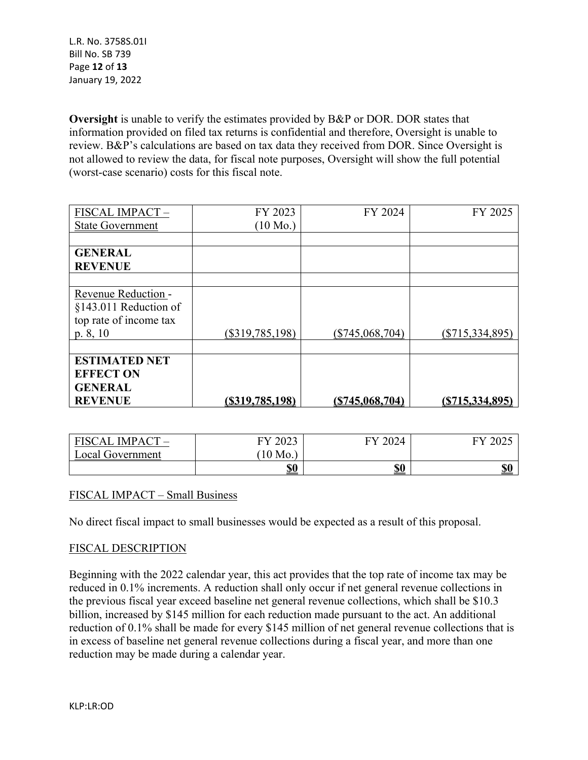**Oversight** is unable to verify the estimates provided by B&P or DOR. DOR states that information provided on filed tax returns is confidential and therefore, Oversight is unable to review. B&P's calculations are based on tax data they received from DOR. Since Oversight is not allowed to review the data, for fiscal note purposes, Oversight will show the full potential (worst-case scenario) costs for this fiscal note.

| FISCAL IMPACT – State Government | FY 2023 (10 Mo.) | FY 2024 | FY 2025 |
|---|---|---|---|
| | | | |
| **GENERAL REVENUE** | | | |
| | | | |
| Revenue Reduction - §143.011 Reduction of top rate of income tax p. 8, 10 | ($319,785,198) | ($745,068,704) | ($715,334,895) |
| | | | |
| **ESTIMATED NET EFFECT ON GENERAL REVENUE** | **($319,785,198)** | **($745,068,704)** | **($715,334,895)** |

| FISCAL IMPACT – Local Government | FY 2023 (10 Mo.) | FY 2024 | FY 2025 |
|---|---|---|---|
| | **$0** | **$0** | **$0** |

FISCAL IMPACT – Small Business

No direct fiscal impact to small businesses would be expected as a result of this proposal.

FISCAL DESCRIPTION

Beginning with the 2022 calendar year, this act provides that the top rate of income tax may be reduced in 0.1% increments. A reduction shall only occur if net general revenue collections in the previous fiscal year exceed baseline net general revenue collections, which shall be $10.3 billion, increased by $145 million for each reduction made pursuant to the act. An additional reduction of 0.1% shall be made for every $145 million of net general revenue collections that is in excess of baseline net general revenue collections during a fiscal year, and more than one reduction may be made during a calendar year.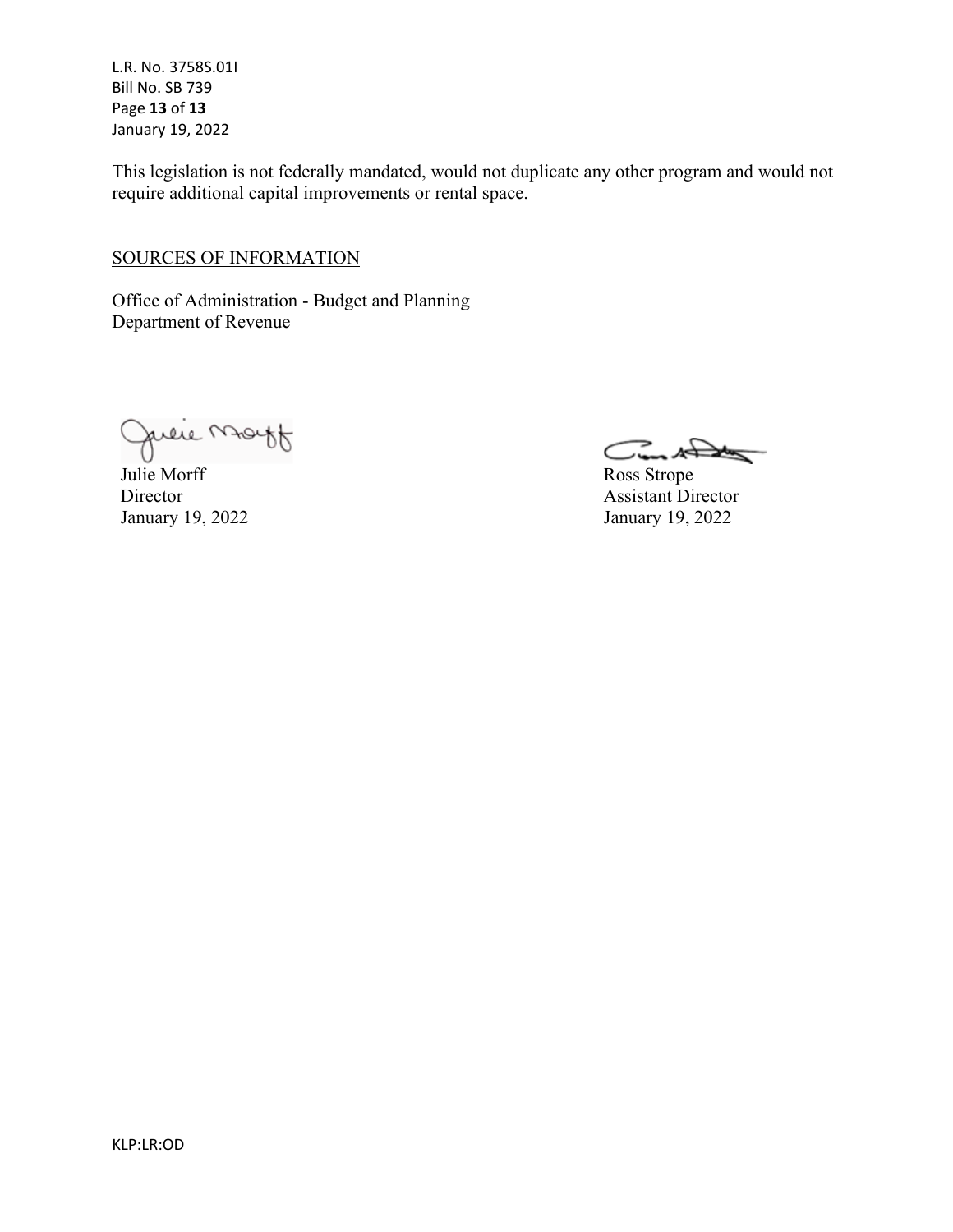This legislation is not federally mandated, would not duplicate any other program and would not require additional capital improvements or rental space.

SOURCES OF INFORMATION

Office of Administration - Budget and Planning
Department of Revenue

Julie Morff
Director
January 19, 2022

Ross Strope
Assistant Director
January 19, 2022

KLP:LR:OD